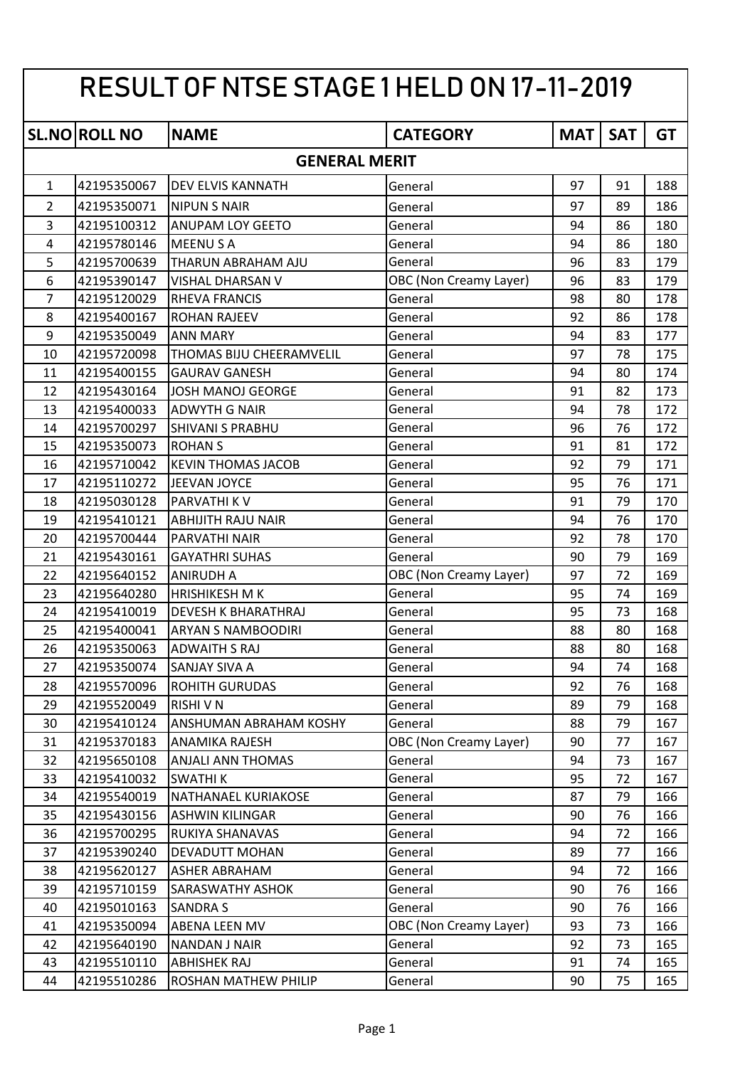# RESULT OF NTSE STAGE 1 HELD ON 17-11-2019

| SL.NO | ROLL NO | NAME | CATEGORY | MAT | SAT | GT |
|---|---|---|---|---|---|---|
| **GENERAL MERIT** | | | | | | |
| 1 | 42195350067 | DEV ELVIS KANNATH | General | 97 | 91 | 188 |
| 2 | 42195350071 | NIPUN S NAIR | General | 97 | 89 | 186 |
| 3 | 42195100312 | ANUPAM LOY GEETO | General | 94 | 86 | 180 |
| 4 | 42195780146 | MEENU S A | General | 94 | 86 | 180 |
| 5 | 42195700639 | THARUN ABRAHAM AJU | General | 96 | 83 | 179 |
| 6 | 42195390147 | VISHAL DHARSAN V | OBC (Non Creamy Layer) | 96 | 83 | 179 |
| 7 | 42195120029 | RHEVA FRANCIS | General | 98 | 80 | 178 |
| 8 | 42195400167 | ROHAN RAJEEV | General | 92 | 86 | 178 |
| 9 | 42195350049 | ANN MARY | General | 94 | 83 | 177 |
| 10 | 42195720098 | THOMAS BIJU CHEERAMVELIL | General | 97 | 78 | 175 |
| 11 | 42195400155 | GAURAV GANESH | General | 94 | 80 | 174 |
| 12 | 42195430164 | JOSH MANOJ GEORGE | General | 91 | 82 | 173 |
| 13 | 42195400033 | ADWYTH G NAIR | General | 94 | 78 | 172 |
| 14 | 42195700297 | SHIVANI S PRABHU | General | 96 | 76 | 172 |
| 15 | 42195350073 | ROHAN S | General | 91 | 81 | 172 |
| 16 | 42195710042 | KEVIN THOMAS JACOB | General | 92 | 79 | 171 |
| 17 | 42195110272 | JEEVAN JOYCE | General | 95 | 76 | 171 |
| 18 | 42195030128 | PARVATHI K V | General | 91 | 79 | 170 |
| 19 | 42195410121 | ABHIJITH RAJU NAIR | General | 94 | 76 | 170 |
| 20 | 42195700444 | PARVATHI NAIR | General | 92 | 78 | 170 |
| 21 | 42195430161 | GAYATHRI SUHAS | General | 90 | 79 | 169 |
| 22 | 42195640152 | ANIRUDH A | OBC (Non Creamy Layer) | 97 | 72 | 169 |
| 23 | 42195640280 | HRISHIKESH M K | General | 95 | 74 | 169 |
| 24 | 42195410019 | DEVESH K BHARATHRAJ | General | 95 | 73 | 168 |
| 25 | 42195400041 | ARYAN S NAMBOODIRI | General | 88 | 80 | 168 |
| 26 | 42195350063 | ADWAITH S RAJ | General | 88 | 80 | 168 |
| 27 | 42195350074 | SANJAY SIVA A | General | 94 | 74 | 168 |
| 28 | 42195570096 | ROHITH GURUDAS | General | 92 | 76 | 168 |
| 29 | 42195520049 | RISHI V N | General | 89 | 79 | 168 |
| 30 | 42195410124 | ANSHUMAN ABRAHAM KOSHY | General | 88 | 79 | 167 |
| 31 | 42195370183 | ANAMIKA RAJESH | OBC (Non Creamy Layer) | 90 | 77 | 167 |
| 32 | 42195650108 | ANJALI ANN THOMAS | General | 94 | 73 | 167 |
| 33 | 42195410032 | SWATHI K | General | 95 | 72 | 167 |
| 34 | 42195540019 | NATHANAEL KURIAKOSE | General | 87 | 79 | 166 |
| 35 | 42195430156 | ASHWIN KILINGAR | General | 90 | 76 | 166 |
| 36 | 42195700295 | RUKIYA SHANAVAS | General | 94 | 72 | 166 |
| 37 | 42195390240 | DEVADUTT MOHAN | General | 89 | 77 | 166 |
| 38 | 42195620127 | ASHER ABRAHAM | General | 94 | 72 | 166 |
| 39 | 42195710159 | SARASWATHY ASHOK | General | 90 | 76 | 166 |
| 40 | 42195010163 | SANDRA S | General | 90 | 76 | 166 |
| 41 | 42195350094 | ABENA LEEN MV | OBC (Non Creamy Layer) | 93 | 73 | 166 |
| 42 | 42195640190 | NANDAN J NAIR | General | 92 | 73 | 165 |
| 43 | 42195510110 | ABHISHEK RAJ | General | 91 | 74 | 165 |
| 44 | 42195510286 | ROSHAN MATHEW PHILIP | General | 90 | 75 | 165 |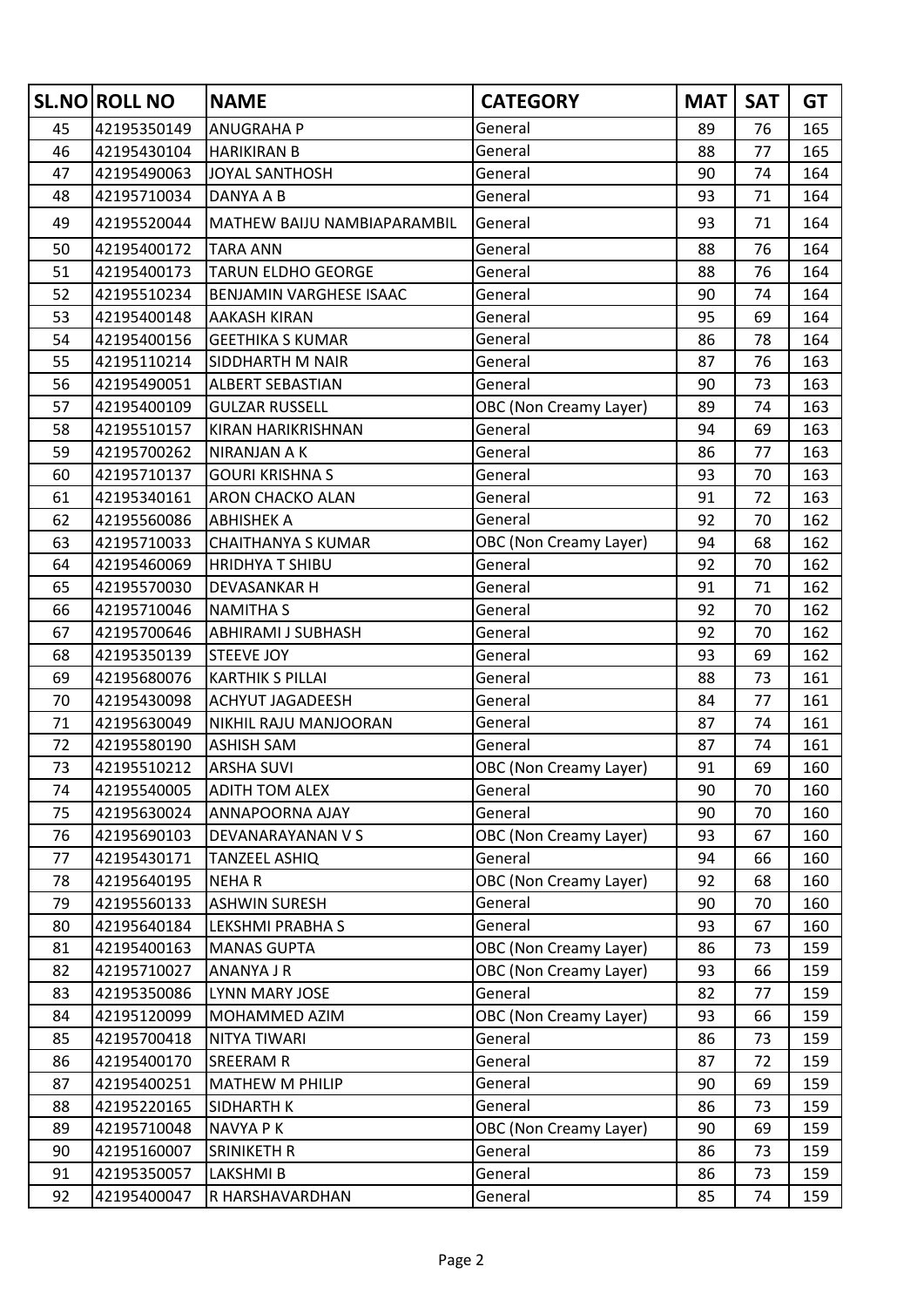| SL.NO | ROLL NO | NAME | CATEGORY | MAT | SAT | GT |
|---|---|---|---|---|---|---|
| 45 | 42195350149 | ANUGRAHA P | General | 89 | 76 | 165 |
| 46 | 42195430104 | HARIKIRAN B | General | 88 | 77 | 165 |
| 47 | 42195490063 | JOYAL SANTHOSH | General | 90 | 74 | 164 |
| 48 | 42195710034 | DANYA A B | General | 93 | 71 | 164 |
| 49 | 42195520044 | MATHEW BAIJU NAMBIAPARAMBIL | General | 93 | 71 | 164 |
| 50 | 42195400172 | TARA ANN | General | 88 | 76 | 164 |
| 51 | 42195400173 | TARUN ELDHO GEORGE | General | 88 | 76 | 164 |
| 52 | 42195510234 | BENJAMIN VARGHESE ISAAC | General | 90 | 74 | 164 |
| 53 | 42195400148 | AAKASH KIRAN | General | 95 | 69 | 164 |
| 54 | 42195400156 | GEETHIKA S KUMAR | General | 86 | 78 | 164 |
| 55 | 42195110214 | SIDDHARTH M NAIR | General | 87 | 76 | 163 |
| 56 | 42195490051 | ALBERT SEBASTIAN | General | 90 | 73 | 163 |
| 57 | 42195400109 | GULZAR RUSSELL | OBC (Non Creamy Layer) | 89 | 74 | 163 |
| 58 | 42195510157 | KIRAN HARIKRISHNAN | General | 94 | 69 | 163 |
| 59 | 42195700262 | NIRANJAN A K | General | 86 | 77 | 163 |
| 60 | 42195710137 | GOURI KRISHNA S | General | 93 | 70 | 163 |
| 61 | 42195340161 | ARON CHACKO ALAN | General | 91 | 72 | 163 |
| 62 | 42195560086 | ABHISHEK A | General | 92 | 70 | 162 |
| 63 | 42195710033 | CHAITHANYA S KUMAR | OBC (Non Creamy Layer) | 94 | 68 | 162 |
| 64 | 42195460069 | HRIDHYA T SHIBU | General | 92 | 70 | 162 |
| 65 | 42195570030 | DEVASANKAR H | General | 91 | 71 | 162 |
| 66 | 42195710046 | NAMITHA S | General | 92 | 70 | 162 |
| 67 | 42195700646 | ABHIRAMI J SUBHASH | General | 92 | 70 | 162 |
| 68 | 42195350139 | STEEVE JOY | General | 93 | 69 | 162 |
| 69 | 42195680076 | KARTHIK S PILLAI | General | 88 | 73 | 161 |
| 70 | 42195430098 | ACHYUT JAGADEESH | General | 84 | 77 | 161 |
| 71 | 42195630049 | NIKHIL RAJU MANJOORAN | General | 87 | 74 | 161 |
| 72 | 42195580190 | ASHISH SAM | General | 87 | 74 | 161 |
| 73 | 42195510212 | ARSHA SUVI | OBC (Non Creamy Layer) | 91 | 69 | 160 |
| 74 | 42195540005 | ADITH TOM ALEX | General | 90 | 70 | 160 |
| 75 | 42195630024 | ANNAPOORNA AJAY | General | 90 | 70 | 160 |
| 76 | 42195690103 | DEVANARAYANAN V S | OBC (Non Creamy Layer) | 93 | 67 | 160 |
| 77 | 42195430171 | TANZEEL ASHIQ | General | 94 | 66 | 160 |
| 78 | 42195640195 | NEHA R | OBC (Non Creamy Layer) | 92 | 68 | 160 |
| 79 | 42195560133 | ASHWIN SURESH | General | 90 | 70 | 160 |
| 80 | 42195640184 | LEKSHMI PRABHA S | General | 93 | 67 | 160 |
| 81 | 42195400163 | MANAS GUPTA | OBC (Non Creamy Layer) | 86 | 73 | 159 |
| 82 | 42195710027 | ANANYA J R | OBC (Non Creamy Layer) | 93 | 66 | 159 |
| 83 | 42195350086 | LYNN MARY JOSE | General | 82 | 77 | 159 |
| 84 | 42195120099 | MOHAMMED AZIM | OBC (Non Creamy Layer) | 93 | 66 | 159 |
| 85 | 42195700418 | NITYA TIWARI | General | 86 | 73 | 159 |
| 86 | 42195400170 | SREERAM R | General | 87 | 72 | 159 |
| 87 | 42195400251 | MATHEW M PHILIP | General | 90 | 69 | 159 |
| 88 | 42195220165 | SIDHARTH K | General | 86 | 73 | 159 |
| 89 | 42195710048 | NAVYA P K | OBC (Non Creamy Layer) | 90 | 69 | 159 |
| 90 | 42195160007 | SRINIKETH R | General | 86 | 73 | 159 |
| 91 | 42195350057 | LAKSHMI B | General | 86 | 73 | 159 |
| 92 | 42195400047 | R HARSHAVARDHAN | General | 85 | 74 | 159 |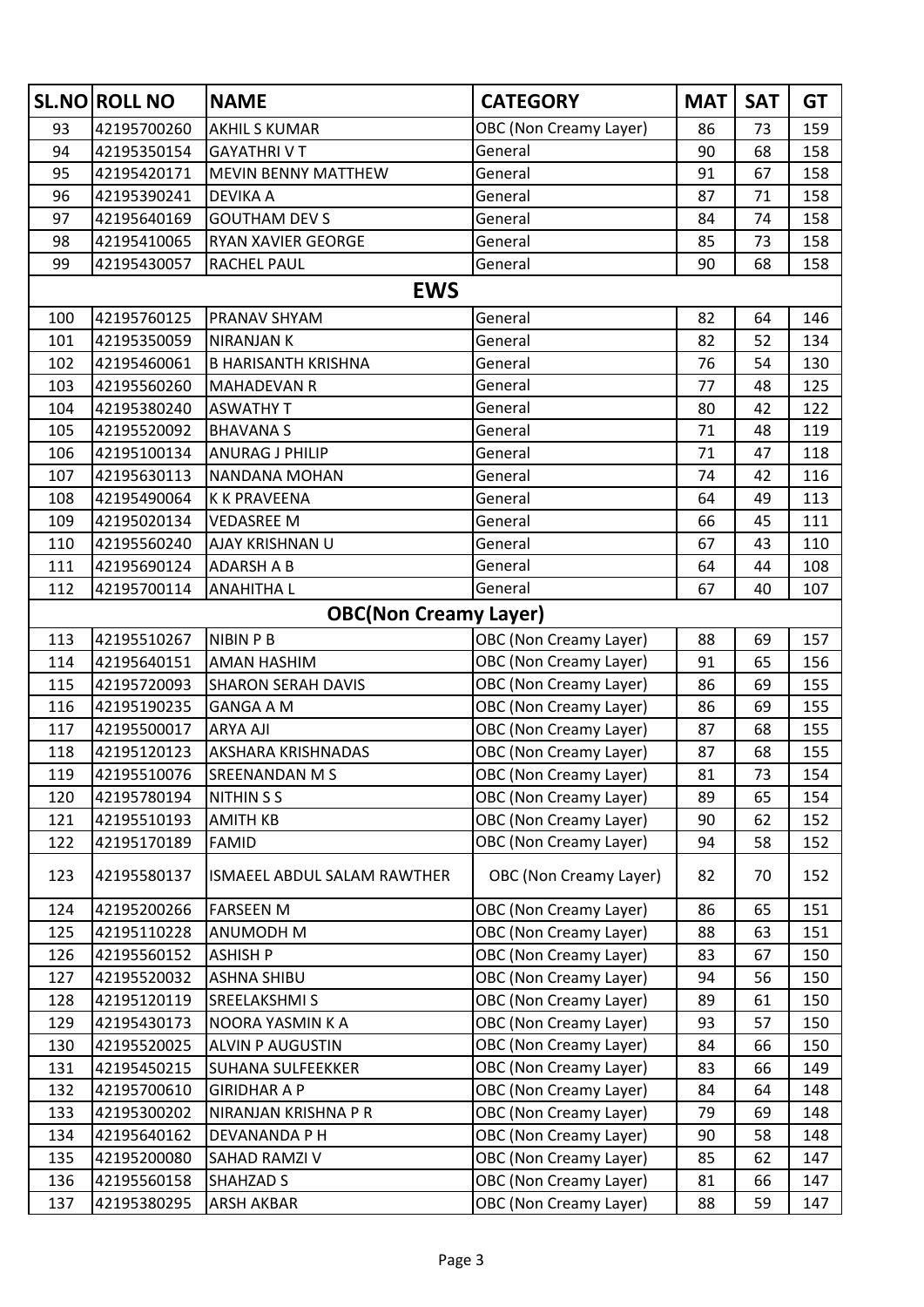| SL.NO | ROLL NO | NAME | CATEGORY | MAT | SAT | GT |
|---|---|---|---|---|---|---|
| 93 | 42195700260 | AKHIL S KUMAR | OBC (Non Creamy Layer) | 86 | 73 | 159 |
| 94 | 42195350154 | GAYATHRI V T | General | 90 | 68 | 158 |
| 95 | 42195420171 | MEVIN BENNY MATTHEW | General | 91 | 67 | 158 |
| 96 | 42195390241 | DEVIKA A | General | 87 | 71 | 158 |
| 97 | 42195640169 | GOUTHAM DEV S | General | 84 | 74 | 158 |
| 98 | 42195410065 | RYAN XAVIER GEORGE | General | 85 | 73 | 158 |
| 99 | 42195430057 | RACHEL PAUL | General | 90 | 68 | 158 |
| **EWS** | | | | | | |
| 100 | 42195760125 | PRANAV SHYAM | General | 82 | 64 | 146 |
| 101 | 42195350059 | NIRANJAN K | General | 82 | 52 | 134 |
| 102 | 42195460061 | B HARISANTH KRISHNA | General | 76 | 54 | 130 |
| 103 | 42195560260 | MAHADEVAN R | General | 77 | 48 | 125 |
| 104 | 42195380240 | ASWATHY T | General | 80 | 42 | 122 |
| 105 | 42195520092 | BHAVANA S | General | 71 | 48 | 119 |
| 106 | 42195100134 | ANURAG J PHILIP | General | 71 | 47 | 118 |
| 107 | 42195630113 | NANDANA MOHAN | General | 74 | 42 | 116 |
| 108 | 42195490064 | K K PRAVEENA | General | 64 | 49 | 113 |
| 109 | 42195020134 | VEDASREE M | General | 66 | 45 | 111 |
| 110 | 42195560240 | AJAY KRISHNAN U | General | 67 | 43 | 110 |
| 111 | 42195690124 | ADARSH A B | General | 64 | 44 | 108 |
| 112 | 42195700114 | ANAHITHA L | General | 67 | 40 | 107 |
| **OBC(Non Creamy Layer)** | | | | | | |
| 113 | 42195510267 | NIBIN P B | OBC (Non Creamy Layer) | 88 | 69 | 157 |
| 114 | 42195640151 | AMAN HASHIM | OBC (Non Creamy Layer) | 91 | 65 | 156 |
| 115 | 42195720093 | SHARON SERAH DAVIS | OBC (Non Creamy Layer) | 86 | 69 | 155 |
| 116 | 42195190235 | GANGA A M | OBC (Non Creamy Layer) | 86 | 69 | 155 |
| 117 | 42195500017 | ARYA AJI | OBC (Non Creamy Layer) | 87 | 68 | 155 |
| 118 | 42195120123 | AKSHARA KRISHNADAS | OBC (Non Creamy Layer) | 87 | 68 | 155 |
| 119 | 42195510076 | SREENANDAN M S | OBC (Non Creamy Layer) | 81 | 73 | 154 |
| 120 | 42195780194 | NITHIN S S | OBC (Non Creamy Layer) | 89 | 65 | 154 |
| 121 | 42195510193 | AMITH KB | OBC (Non Creamy Layer) | 90 | 62 | 152 |
| 122 | 42195170189 | FAMID | OBC (Non Creamy Layer) | 94 | 58 | 152 |
| 123 | 42195580137 | ISMAEEL ABDUL SALAM RAWTHER | OBC (Non Creamy Layer) | 82 | 70 | 152 |
| 124 | 42195200266 | FARSEEN M | OBC (Non Creamy Layer) | 86 | 65 | 151 |
| 125 | 42195110228 | ANUMODH M | OBC (Non Creamy Layer) | 88 | 63 | 151 |
| 126 | 42195560152 | ASHISH P | OBC (Non Creamy Layer) | 83 | 67 | 150 |
| 127 | 42195520032 | ASHNA SHIBU | OBC (Non Creamy Layer) | 94 | 56 | 150 |
| 128 | 42195120119 | SREELAKSHMI S | OBC (Non Creamy Layer) | 89 | 61 | 150 |
| 129 | 42195430173 | NOORA YASMIN K A | OBC (Non Creamy Layer) | 93 | 57 | 150 |
| 130 | 42195520025 | ALVIN P AUGUSTIN | OBC (Non Creamy Layer) | 84 | 66 | 150 |
| 131 | 42195450215 | SUHANA SULFEEKKER | OBC (Non Creamy Layer) | 83 | 66 | 149 |
| 132 | 42195700610 | GIRIDHAR A P | OBC (Non Creamy Layer) | 84 | 64 | 148 |
| 133 | 42195300202 | NIRANJAN KRISHNA P R | OBC (Non Creamy Layer) | 79 | 69 | 148 |
| 134 | 42195640162 | DEVANANDA P H | OBC (Non Creamy Layer) | 90 | 58 | 148 |
| 135 | 42195200080 | SAHAD RAMZI V | OBC (Non Creamy Layer) | 85 | 62 | 147 |
| 136 | 42195560158 | SHAHZAD S | OBC (Non Creamy Layer) | 81 | 66 | 147 |
| 137 | 42195380295 | ARSH AKBAR | OBC (Non Creamy Layer) | 88 | 59 | 147 |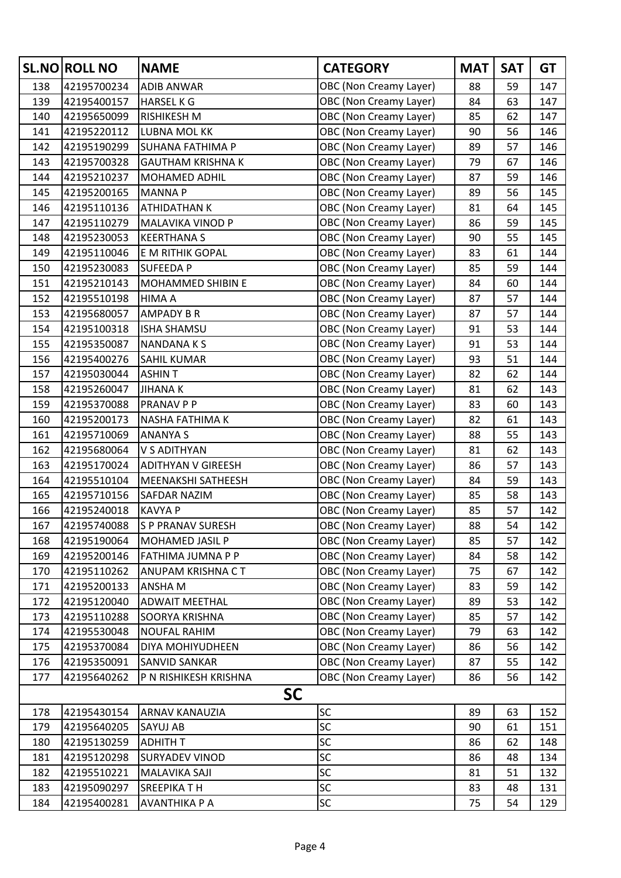| SL.NO | ROLL NO | NAME | CATEGORY | MAT | SAT | GT |
|---|---|---|---|---|---|---|
| 138 | 42195700234 | ADIB ANWAR | OBC (Non Creamy Layer) | 88 | 59 | 147 |
| 139 | 42195400157 | HARSEL K G | OBC (Non Creamy Layer) | 84 | 63 | 147 |
| 140 | 42195650099 | RISHIKESH M | OBC (Non Creamy Layer) | 85 | 62 | 147 |
| 141 | 42195220112 | LUBNA MOL KK | OBC (Non Creamy Layer) | 90 | 56 | 146 |
| 142 | 42195190299 | SUHANA FATHIMA P | OBC (Non Creamy Layer) | 89 | 57 | 146 |
| 143 | 42195700328 | GAUTHAM KRISHNA K | OBC (Non Creamy Layer) | 79 | 67 | 146 |
| 144 | 42195210237 | MOHAMED ADHIL | OBC (Non Creamy Layer) | 87 | 59 | 146 |
| 145 | 42195200165 | MANNA P | OBC (Non Creamy Layer) | 89 | 56 | 145 |
| 146 | 42195110136 | ATHIDATHAN K | OBC (Non Creamy Layer) | 81 | 64 | 145 |
| 147 | 42195110279 | MALAVIKA VINOD P | OBC (Non Creamy Layer) | 86 | 59 | 145 |
| 148 | 42195230053 | KEERTHANA S | OBC (Non Creamy Layer) | 90 | 55 | 145 |
| 149 | 42195110046 | E M RITHIK GOPAL | OBC (Non Creamy Layer) | 83 | 61 | 144 |
| 150 | 42195230083 | SUFEEDA P | OBC (Non Creamy Layer) | 85 | 59 | 144 |
| 151 | 42195210143 | MOHAMMED SHIBIN E | OBC (Non Creamy Layer) | 84 | 60 | 144 |
| 152 | 42195510198 | HIMA A | OBC (Non Creamy Layer) | 87 | 57 | 144 |
| 153 | 42195680057 | AMPADY B R | OBC (Non Creamy Layer) | 87 | 57 | 144 |
| 154 | 42195100318 | ISHA SHAMSU | OBC (Non Creamy Layer) | 91 | 53 | 144 |
| 155 | 42195350087 | NANDANA K S | OBC (Non Creamy Layer) | 91 | 53 | 144 |
| 156 | 42195400276 | SAHIL KUMAR | OBC (Non Creamy Layer) | 93 | 51 | 144 |
| 157 | 42195030044 | ASHIN T | OBC (Non Creamy Layer) | 82 | 62 | 144 |
| 158 | 42195260047 | JIHANA K | OBC (Non Creamy Layer) | 81 | 62 | 143 |
| 159 | 42195370088 | PRANAV P P | OBC (Non Creamy Layer) | 83 | 60 | 143 |
| 160 | 42195200173 | NASHA FATHIMA K | OBC (Non Creamy Layer) | 82 | 61 | 143 |
| 161 | 42195710069 | ANANYA S | OBC (Non Creamy Layer) | 88 | 55 | 143 |
| 162 | 42195680064 | V S ADITHYAN | OBC (Non Creamy Layer) | 81 | 62 | 143 |
| 163 | 42195170024 | ADITHYAN V GIREESH | OBC (Non Creamy Layer) | 86 | 57 | 143 |
| 164 | 42195510104 | MEENAKSHI SATHEESH | OBC (Non Creamy Layer) | 84 | 59 | 143 |
| 165 | 42195710156 | SAFDAR NAZIM | OBC (Non Creamy Layer) | 85 | 58 | 143 |
| 166 | 42195240018 | KAVYA P | OBC (Non Creamy Layer) | 85 | 57 | 142 |
| 167 | 42195740088 | S P PRANAV SURESH | OBC (Non Creamy Layer) | 88 | 54 | 142 |
| 168 | 42195190064 | MOHAMED JASIL P | OBC (Non Creamy Layer) | 85 | 57 | 142 |
| 169 | 42195200146 | FATHIMA JUMNA P P | OBC (Non Creamy Layer) | 84 | 58 | 142 |
| 170 | 42195110262 | ANUPAM KRISHNA C T | OBC (Non Creamy Layer) | 75 | 67 | 142 |
| 171 | 42195200133 | ANSHA M | OBC (Non Creamy Layer) | 83 | 59 | 142 |
| 172 | 42195120040 | ADWAIT MEETHAL | OBC (Non Creamy Layer) | 89 | 53 | 142 |
| 173 | 42195110288 | SOORYA KRISHNA | OBC (Non Creamy Layer) | 85 | 57 | 142 |
| 174 | 42195530048 | NOUFAL RAHIM | OBC (Non Creamy Layer) | 79 | 63 | 142 |
| 175 | 42195370084 | DIYA MOHIYUDHEEN | OBC (Non Creamy Layer) | 86 | 56 | 142 |
| 176 | 42195350091 | SANVID SANKAR | OBC (Non Creamy Layer) | 87 | 55 | 142 |
| 177 | 42195640262 | P N RISHIKESH KRISHNA | OBC (Non Creamy Layer) | 86 | 56 | 142 |
| | | **SC** | | | | |
| 178 | 42195430154 | ARNAV KANAUZIA | SC | 89 | 63 | 152 |
| 179 | 42195640205 | SAYUJ AB | SC | 90 | 61 | 151 |
| 180 | 42195130259 | ADHITH T | SC | 86 | 62 | 148 |
| 181 | 42195120298 | SURYADEV VINOD | SC | 86 | 48 | 134 |
| 182 | 42195510221 | MALAVIKA SAJI | SC | 81 | 51 | 132 |
| 183 | 42195090297 | SREEPIKA T H | SC | 83 | 48 | 131 |
| 184 | 42195400281 | AVANTHIKA P A | SC | 75 | 54 | 129 |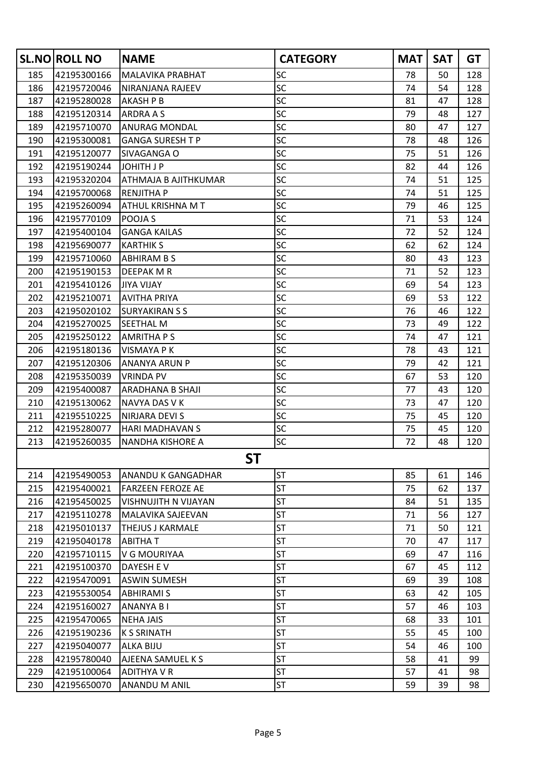| SL.NO | ROLL NO | NAME | CATEGORY | MAT | SAT | GT |
|---|---|---|---|---|---|---|
| 185 | 42195300166 | MALAVIKA PRABHAT | SC | 78 | 50 | 128 |
| 186 | 42195720046 | NIRANJANA RAJEEV | SC | 74 | 54 | 128 |
| 187 | 42195280028 | AKASH P B | SC | 81 | 47 | 128 |
| 188 | 42195120314 | ARDRA A S | SC | 79 | 48 | 127 |
| 189 | 42195710070 | ANURAG MONDAL | SC | 80 | 47 | 127 |
| 190 | 42195300081 | GANGA SURESH T P | SC | 78 | 48 | 126 |
| 191 | 42195120077 | SIVAGANGA O | SC | 75 | 51 | 126 |
| 192 | 42195190244 | JOHITH J P | SC | 82 | 44 | 126 |
| 193 | 42195320204 | ATHMAJA B AJITHKUMAR | SC | 74 | 51 | 125 |
| 194 | 42195700068 | RENJITHA P | SC | 74 | 51 | 125 |
| 195 | 42195260094 | ATHUL KRISHNA M T | SC | 79 | 46 | 125 |
| 196 | 42195770109 | POOJA S | SC | 71 | 53 | 124 |
| 197 | 42195400104 | GANGA KAILAS | SC | 72 | 52 | 124 |
| 198 | 42195690077 | KARTHIK S | SC | 62 | 62 | 124 |
| 199 | 42195710060 | ABHIRAM B S | SC | 80 | 43 | 123 |
| 200 | 42195190153 | DEEPAK M R | SC | 71 | 52 | 123 |
| 201 | 42195410126 | JIYA VIJAY | SC | 69 | 54 | 123 |
| 202 | 42195210071 | AVITHA PRIYA | SC | 69 | 53 | 122 |
| 203 | 42195020102 | SURYAKIRAN S S | SC | 76 | 46 | 122 |
| 204 | 42195270025 | SEETHAL M | SC | 73 | 49 | 122 |
| 205 | 42195250122 | AMRITHA P S | SC | 74 | 47 | 121 |
| 206 | 42195180136 | VISMAYA P K | SC | 78 | 43 | 121 |
| 207 | 42195120306 | ANANYA ARUN P | SC | 79 | 42 | 121 |
| 208 | 42195350039 | VRINDA PV | SC | 67 | 53 | 120 |
| 209 | 42195400087 | ARADHANA B SHAJI | SC | 77 | 43 | 120 |
| 210 | 42195130062 | NAVYA DAS V K | SC | 73 | 47 | 120 |
| 211 | 42195510225 | NIRJARA DEVI S | SC | 75 | 45 | 120 |
| 212 | 42195280077 | HARI MADHAVAN S | SC | 75 | 45 | 120 |
| 213 | 42195260035 | NANDHA KISHORE A | SC | 72 | 48 | 120 |
| | | **ST** | | | | |
| 214 | 42195490053 | ANANDU K GANGADHAR | ST | 85 | 61 | 146 |
| 215 | 42195400021 | FARZEEN FEROZE AE | ST | 75 | 62 | 137 |
| 216 | 42195450025 | VISHNUJITH N VIJAYAN | ST | 84 | 51 | 135 |
| 217 | 42195110278 | MALAVIKA SAJEEVAN | ST | 71 | 56 | 127 |
| 218 | 42195010137 | THEJUS J KARMALE | ST | 71 | 50 | 121 |
| 219 | 42195040178 | ABITHA T | ST | 70 | 47 | 117 |
| 220 | 42195710115 | V G MOURIYAA | ST | 69 | 47 | 116 |
| 221 | 42195100370 | DAYESH E V | ST | 67 | 45 | 112 |
| 222 | 42195470091 | ASWIN SUMESH | ST | 69 | 39 | 108 |
| 223 | 42195530054 | ABHIRAMI S | ST | 63 | 42 | 105 |
| 224 | 42195160027 | ANANYA B I | ST | 57 | 46 | 103 |
| 225 | 42195470065 | NEHA JAIS | ST | 68 | 33 | 101 |
| 226 | 42195190236 | K S SRINATH | ST | 55 | 45 | 100 |
| 227 | 42195040077 | ALKA BIJU | ST | 54 | 46 | 100 |
| 228 | 42195780040 | AJEENA SAMUEL K S | ST | 58 | 41 | 99 |
| 229 | 42195100064 | ADITHYA V R | ST | 57 | 41 | 98 |
| 230 | 42195650070 | ANANDU M ANIL | ST | 59 | 39 | 98 |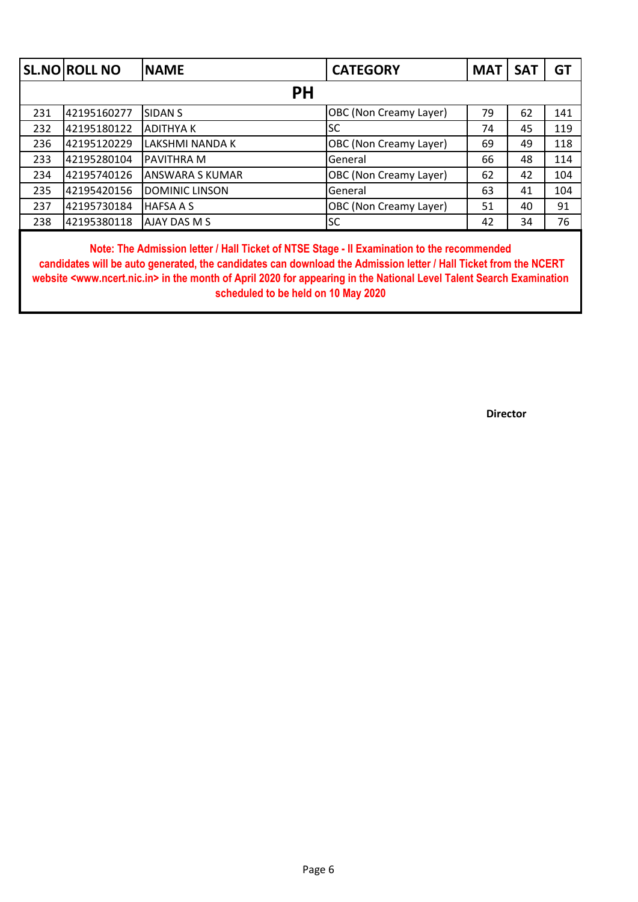| SL.NO | ROLL NO | NAME | CATEGORY | MAT | SAT | GT |
|---|---|---|---|---|---|---|
| **PH** | | | | | | |
| 231 | 42195160277 | SIDAN S | OBC (Non Creamy Layer) | 79 | 62 | 141 |
| 232 | 42195180122 | ADITHYA K | SC | 74 | 45 | 119 |
| 236 | 42195120229 | LAKSHMI NANDA K | OBC (Non Creamy Layer) | 69 | 49 | 118 |
| 233 | 42195280104 | PAVITHRA M | General | 66 | 48 | 114 |
| 234 | 42195740126 | ANSWARA S KUMAR | OBC (Non Creamy Layer) | 62 | 42 | 104 |
| 235 | 42195420156 | DOMINIC LINSON | General | 63 | 41 | 104 |
| 237 | 42195730184 | HAFSA A S | OBC (Non Creamy Layer) | 51 | 40 | 91 |
| 238 | 42195380118 | AJAY DAS M S | SC | 42 | 34 | 76 |

**Note: The Admission letter / Hall Ticket of NTSE Stage - II Examination to the recommended candidates will be auto generated, the candidates can download the Admission letter / Hall Ticket from the NCERT website <www.ncert.nic.in> in the month of April 2020 for appearing in the National Level Talent Search Examination scheduled to be held on 10 May 2020**

**Director**